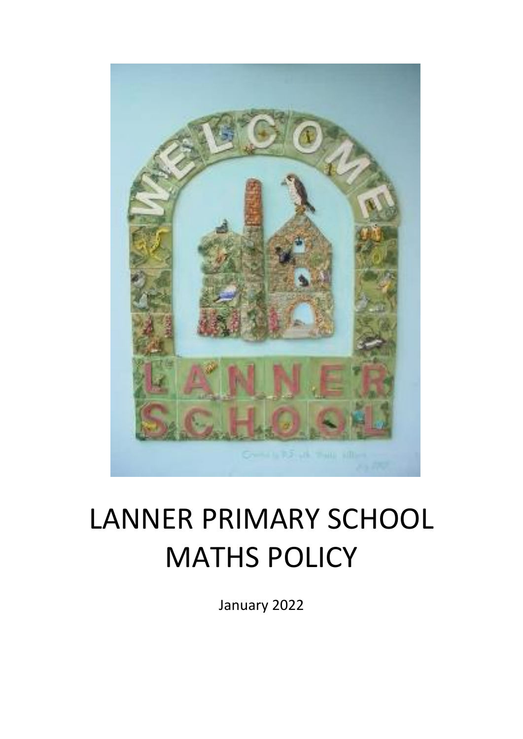# LANNER PRIMARY SCHOOL MATHS POLICY

January 2022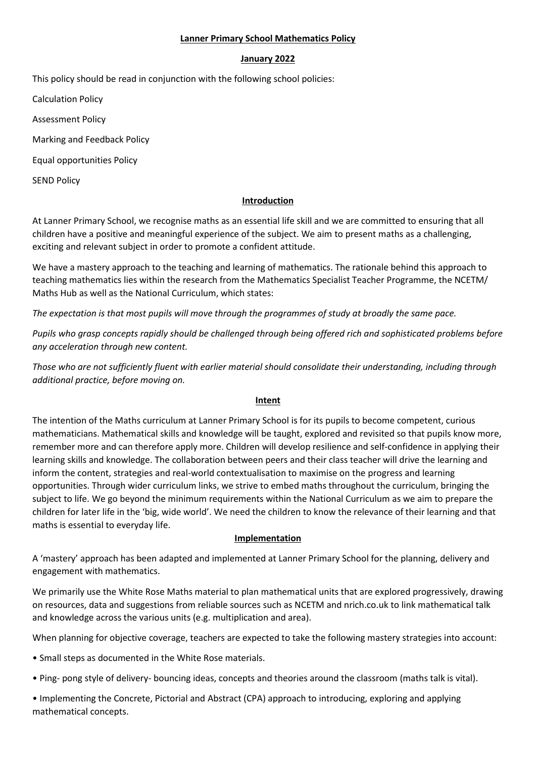**Lanner Primary School Mathematics Policy**

**January 2022**

This policy should be read in conjunction with the following school policies:

Calculation Policy

Assessment Policy

Marking and Feedback Policy

Equal opportunities Policy

SEND Policy

## Introduction

At Lanner Primary School, we recognise maths as an essential life skill and we are committed to ensuring that all children have a positive and meaningful experience of the subject. We aim to present maths as a challenging, exciting and relevant subject in order to promote a confident attitude.

We have a mastery approach to the teaching and learning of mathematics. The rationale behind this approach to teaching mathematics lies within the research from the Mathematics Specialist Teacher Programme, the NCETM/ Maths Hub as well as the National Curriculum, which states:

*The expectation is that most pupils will move through the programmes of study at broadly the same pace.*

*Pupils who grasp concepts rapidly should be challenged through being offered rich and sophisticated problems before any acceleration through new content.*

*Those who are not sufficiently fluent with earlier material should consolidate their understanding, including through additional practice, before moving on.*

## Intent

The intention of the Maths curriculum at Lanner Primary School is for its pupils to become competent, curious mathematicians. Mathematical skills and knowledge will be taught, explored and revisited so that pupils know more, remember more and can therefore apply more. Children will develop resilience and self-confidence in applying their learning skills and knowledge. The collaboration between peers and their class teacher will drive the learning and inform the content, strategies and real-world contextualisation to maximise on the progress and learning opportunities. Through wider curriculum links, we strive to embed maths throughout the curriculum, bringing the subject to life. We go beyond the minimum requirements within the National Curriculum as we aim to prepare the children for later life in the 'big, wide world'. We need the children to know the relevance of their learning and that maths is essential to everyday life.

## Implementation

A 'mastery' approach has been adapted and implemented at Lanner Primary School for the planning, delivery and engagement with mathematics.

We primarily use the White Rose Maths material to plan mathematical units that are explored progressively, drawing on resources, data and suggestions from reliable sources such as NCETM and nrich.co.uk to link mathematical talk and knowledge across the various units (e.g. multiplication and area).

When planning for objective coverage, teachers are expected to take the following mastery strategies into account:

- Small steps as documented in the White Rose materials.
- Ping- pong style of delivery- bouncing ideas, concepts and theories around the classroom (maths talk is vital).
- Implementing the Concrete, Pictorial and Abstract (CPA) approach to introducing, exploring and applying mathematical concepts.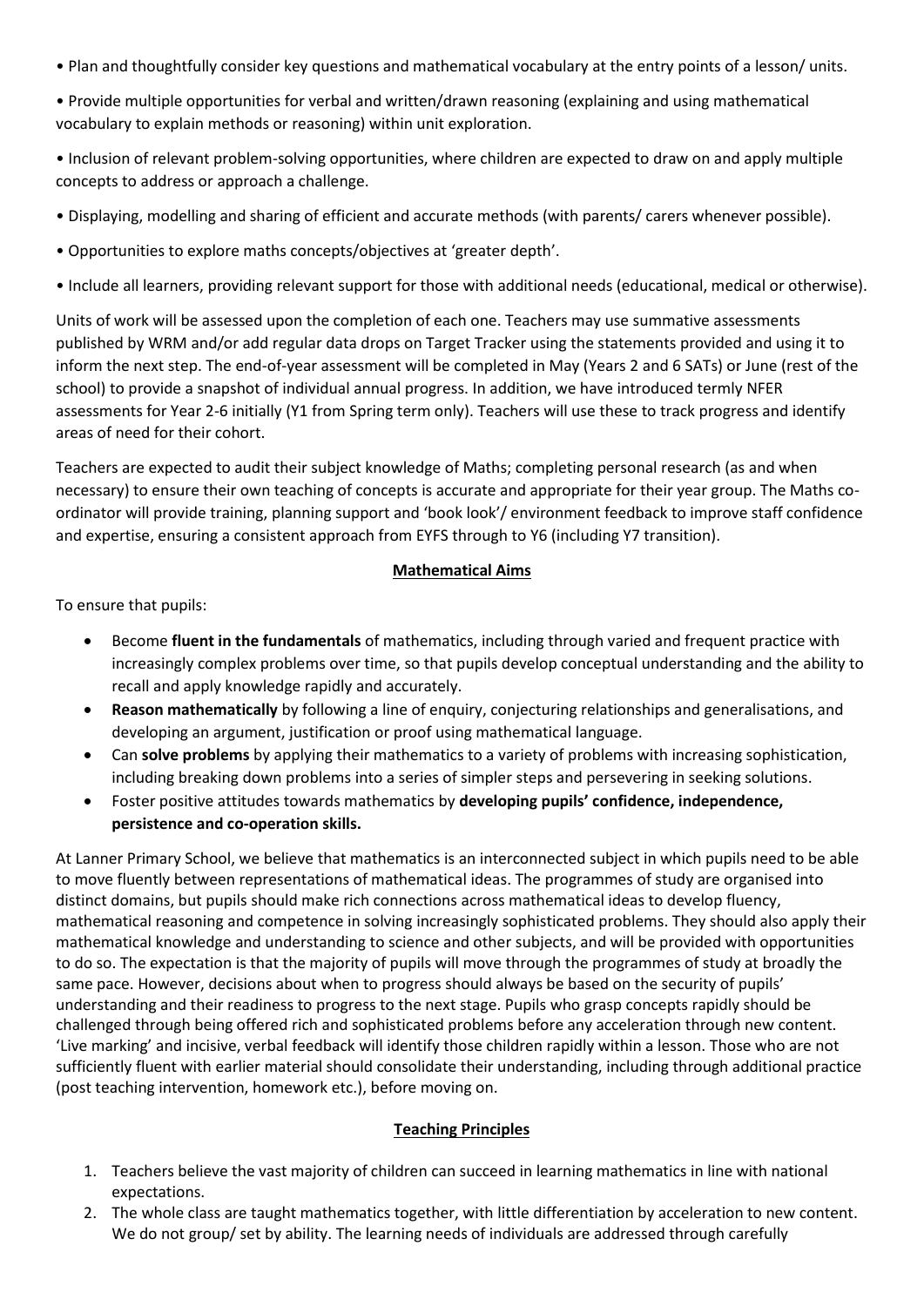• Plan and thoughtfully consider key questions and mathematical vocabulary at the entry points of a lesson/ units.

• Provide multiple opportunities for verbal and written/drawn reasoning (explaining and using mathematical vocabulary to explain methods or reasoning) within unit exploration.

• Inclusion of relevant problem-solving opportunities, where children are expected to draw on and apply multiple concepts to address or approach a challenge.

• Displaying, modelling and sharing of efficient and accurate methods (with parents/ carers whenever possible).

• Opportunities to explore maths concepts/objectives at 'greater depth'.

• Include all learners, providing relevant support for those with additional needs (educational, medical or otherwise).

Units of work will be assessed upon the completion of each one. Teachers may use summative assessments published by WRM and/or add regular data drops on Target Tracker using the statements provided and using it to inform the next step. The end-of-year assessment will be completed in May (Years 2 and 6 SATs) or June (rest of the school) to provide a snapshot of individual annual progress. In addition, we have introduced termly NFER assessments for Year 2-6 initially (Y1 from Spring term only). Teachers will use these to track progress and identify areas of need for their cohort.

Teachers are expected to audit their subject knowledge of Maths; completing personal research (as and when necessary) to ensure their own teaching of concepts is accurate and appropriate for their year group. The Maths co-ordinator will provide training, planning support and 'book look'/ environment feedback to improve staff confidence and expertise, ensuring a consistent approach from EYFS through to Y6 (including Y7 transition).

## Mathematical Aims

To ensure that pupils:

- Become **fluent in the fundamentals** of mathematics, including through varied and frequent practice with increasingly complex problems over time, so that pupils develop conceptual understanding and the ability to recall and apply knowledge rapidly and accurately.
- **Reason mathematically** by following a line of enquiry, conjecturing relationships and generalisations, and developing an argument, justification or proof using mathematical language.
- Can **solve problems** by applying their mathematics to a variety of problems with increasing sophistication, including breaking down problems into a series of simpler steps and persevering in seeking solutions.
- Foster positive attitudes towards mathematics by **developing pupils' confidence, independence, persistence and co-operation skills.**

At Lanner Primary School, we believe that mathematics is an interconnected subject in which pupils need to be able to move fluently between representations of mathematical ideas. The programmes of study are organised into distinct domains, but pupils should make rich connections across mathematical ideas to develop fluency, mathematical reasoning and competence in solving increasingly sophisticated problems. They should also apply their mathematical knowledge and understanding to science and other subjects, and will be provided with opportunities to do so. The expectation is that the majority of pupils will move through the programmes of study at broadly the same pace. However, decisions about when to progress should always be based on the security of pupils' understanding and their readiness to progress to the next stage. Pupils who grasp concepts rapidly should be challenged through being offered rich and sophisticated problems before any acceleration through new content. 'Live marking' and incisive, verbal feedback will identify those children rapidly within a lesson. Those who are not sufficiently fluent with earlier material should consolidate their understanding, including through additional practice (post teaching intervention, homework etc.), before moving on.

## Teaching Principles

1. Teachers believe the vast majority of children can succeed in learning mathematics in line with national expectations.
2. The whole class are taught mathematics together, with little differentiation by acceleration to new content. We do not group/ set by ability. The learning needs of individuals are addressed through carefully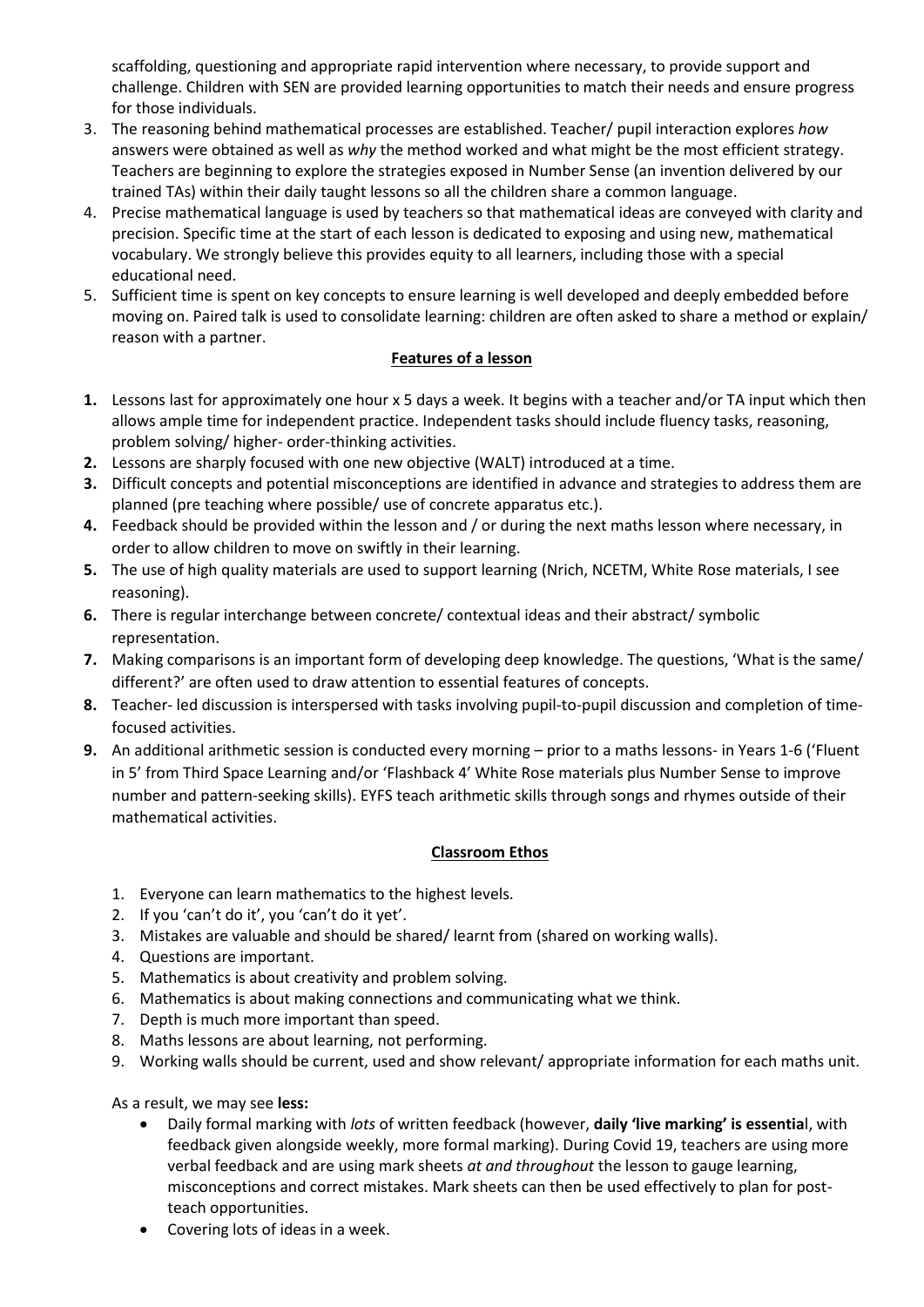scaffolding, questioning and appropriate rapid intervention where necessary, to provide support and challenge. Children with SEN are provided learning opportunities to match their needs and ensure progress for those individuals.

3. The reasoning behind mathematical processes are established. Teacher/ pupil interaction explores *how* answers were obtained as well as *why* the method worked and what might be the most efficient strategy. Teachers are beginning to explore the strategies exposed in Number Sense (an invention delivered by our trained TAs) within their daily taught lessons so all the children share a common language.
4. Precise mathematical language is used by teachers so that mathematical ideas are conveyed with clarity and precision. Specific time at the start of each lesson is dedicated to exposing and using new, mathematical vocabulary. We strongly believe this provides equity to all learners, including those with a special educational need.
5. Sufficient time is spent on key concepts to ensure learning is well developed and deeply embedded before moving on. Paired talk is used to consolidate learning: children are often asked to share a method or explain/ reason with a partner.

**Features of a lesson**

1. Lessons last for approximately one hour x 5 days a week. It begins with a teacher and/or TA input which then allows ample time for independent practice. Independent tasks should include fluency tasks, reasoning, problem solving/ higher- order-thinking activities.
2. Lessons are sharply focused with one new objective (WALT) introduced at a time.
3. Difficult concepts and potential misconceptions are identified in advance and strategies to address them are planned (pre teaching where possible/ use of concrete apparatus etc.).
4. Feedback should be provided within the lesson and / or during the next maths lesson where necessary, in order to allow children to move on swiftly in their learning.
5. The use of high quality materials are used to support learning (Nrich, NCETM, White Rose materials, I see reasoning).
6. There is regular interchange between concrete/ contextual ideas and their abstract/ symbolic representation.
7. Making comparisons is an important form of developing deep knowledge. The questions, 'What is the same/ different?' are often used to draw attention to essential features of concepts.
8. Teacher- led discussion is interspersed with tasks involving pupil-to-pupil discussion and completion of time-focused activities.
9. An additional arithmetic session is conducted every morning – prior to a maths lessons- in Years 1-6 ('Fluent in 5' from Third Space Learning and/or 'Flashback 4' White Rose materials plus Number Sense to improve number and pattern-seeking skills). EYFS teach arithmetic skills through songs and rhymes outside of their mathematical activities.

**Classroom Ethos**

1. Everyone can learn mathematics to the highest levels.
2. If you 'can't do it', you 'can't do it yet'.
3. Mistakes are valuable and should be shared/ learnt from (shared on working walls).
4. Questions are important.
5. Mathematics is about creativity and problem solving.
6. Mathematics is about making connections and communicating what we think.
7. Depth is much more important than speed.
8. Maths lessons are about learning, not performing.
9. Working walls should be current, used and show relevant/ appropriate information for each maths unit.

As a result, we may see **less:**

- Daily formal marking with *lots* of written feedback (however, **daily 'live marking' is essentia**l, with feedback given alongside weekly, more formal marking). During Covid 19, teachers are using more verbal feedback and are using mark sheets *at and throughout* the lesson to gauge learning, misconceptions and correct mistakes. Mark sheets can then be used effectively to plan for post-teach opportunities.
- Covering lots of ideas in a week.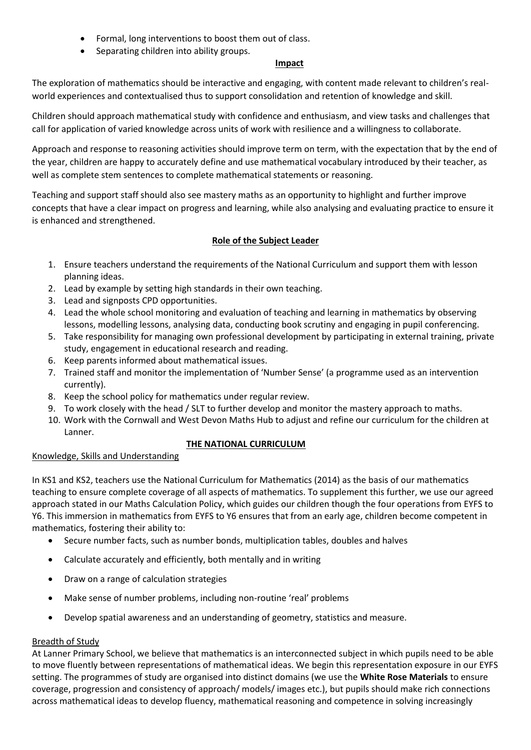- Formal, long interventions to boost them out of class.
- Separating children into ability groups.

**Impact**

The exploration of mathematics should be interactive and engaging, with content made relevant to children's real-world experiences and contextualised thus to support consolidation and retention of knowledge and skill.

Children should approach mathematical study with confidence and enthusiasm, and view tasks and challenges that call for application of varied knowledge across units of work with resilience and a willingness to collaborate.

Approach and response to reasoning activities should improve term on term, with the expectation that by the end of the year, children are happy to accurately define and use mathematical vocabulary introduced by their teacher, as well as complete stem sentences to complete mathematical statements or reasoning.

Teaching and support staff should also see mastery maths as an opportunity to highlight and further improve concepts that have a clear impact on progress and learning, while also analysing and evaluating practice to ensure it is enhanced and strengthened.

## Role of the Subject Leader

1. Ensure teachers understand the requirements of the National Curriculum and support them with lesson planning ideas.
2. Lead by example by setting high standards in their own teaching.
3. Lead and signposts CPD opportunities.
4. Lead the whole school monitoring and evaluation of teaching and learning in mathematics by observing lessons, modelling lessons, analysing data, conducting book scrutiny and engaging in pupil conferencing.
5. Take responsibility for managing own professional development by participating in external training, private study, engagement in educational research and reading.
6. Keep parents informed about mathematical issues.
7. Trained staff and monitor the implementation of 'Number Sense' (a programme used as an intervention currently).
8. Keep the school policy for mathematics under regular review.
9. To work closely with the head / SLT to further develop and monitor the mastery approach to maths.
10. Work with the Cornwall and West Devon Maths Hub to adjust and refine our curriculum for the children at Lanner.

## THE NATIONAL CURRICULUM

### Knowledge, Skills and Understanding

In KS1 and KS2, teachers use the National Curriculum for Mathematics (2014) as the basis of our mathematics teaching to ensure complete coverage of all aspects of mathematics. To supplement this further, we use our agreed approach stated in our Maths Calculation Policy, which guides our children though the four operations from EYFS to Y6. This immersion in mathematics from EYFS to Y6 ensures that from an early age, children become competent in mathematics, fostering their ability to:

- Secure number facts, such as number bonds, multiplication tables, doubles and halves
- Calculate accurately and efficiently, both mentally and in writing
- Draw on a range of calculation strategies
- Make sense of number problems, including non-routine 'real' problems
- Develop spatial awareness and an understanding of geometry, statistics and measure.

### Breadth of Study

At Lanner Primary School, we believe that mathematics is an interconnected subject in which pupils need to be able to move fluently between representations of mathematical ideas. We begin this representation exposure in our EYFS setting. The programmes of study are organised into distinct domains (we use the **White Rose Materials** to ensure coverage, progression and consistency of approach/ models/ images etc.), but pupils should make rich connections across mathematical ideas to develop fluency, mathematical reasoning and competence in solving increasingly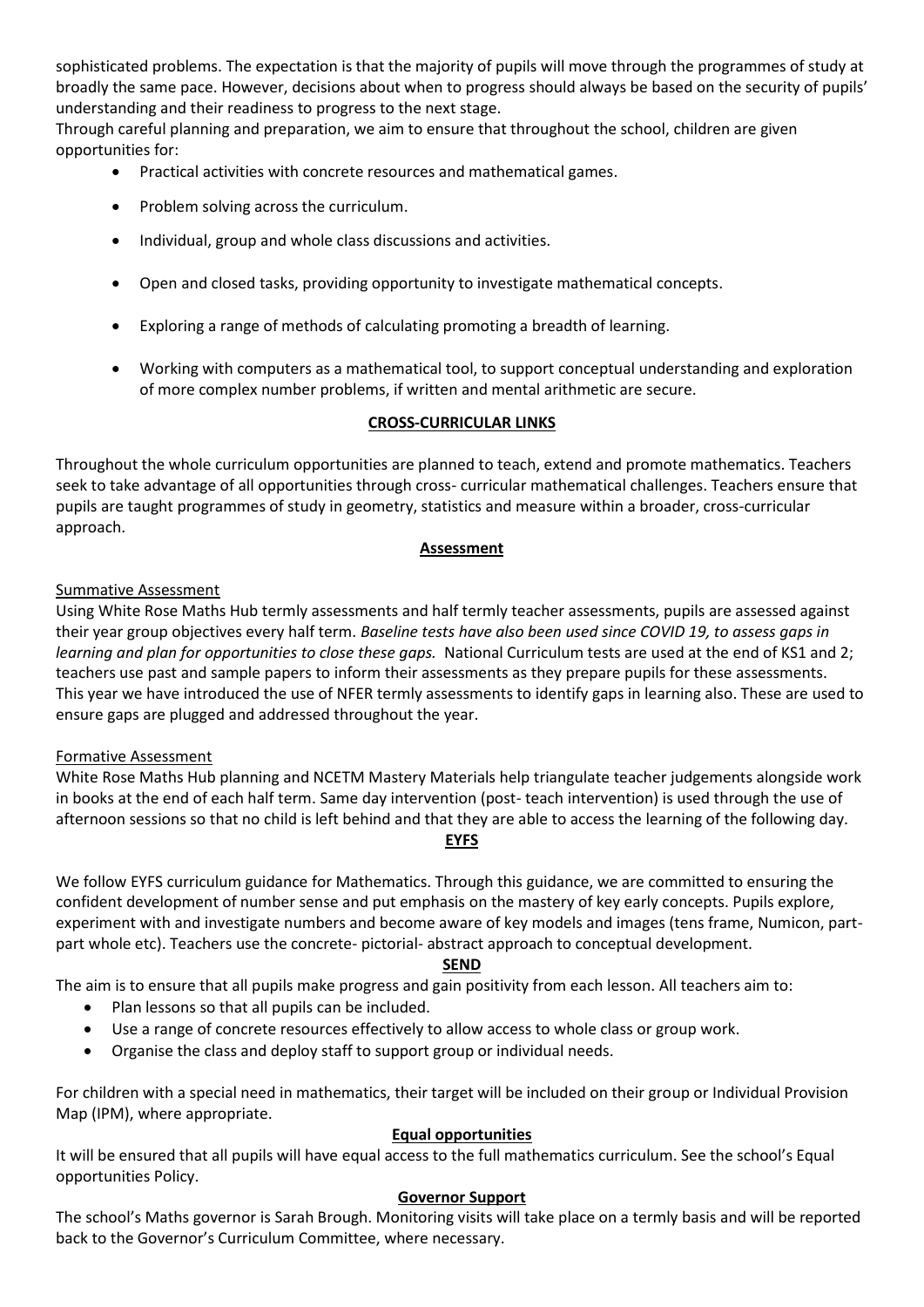sophisticated problems. The expectation is that the majority of pupils will move through the programmes of study at broadly the same pace. However, decisions about when to progress should always be based on the security of pupils' understanding and their readiness to progress to the next stage.

Through careful planning and preparation, we aim to ensure that throughout the school, children are given opportunities for:

- Practical activities with concrete resources and mathematical games.
- Problem solving across the curriculum.
- Individual, group and whole class discussions and activities.
- Open and closed tasks, providing opportunity to investigate mathematical concepts.
- Exploring a range of methods of calculating promoting a breadth of learning.
- Working with computers as a mathematical tool, to support conceptual understanding and exploration of more complex number problems, if written and mental arithmetic are secure.

## CROSS-CURRICULAR LINKS

Throughout the whole curriculum opportunities are planned to teach, extend and promote mathematics. Teachers seek to take advantage of all opportunities through cross- curricular mathematical challenges. Teachers ensure that pupils are taught programmes of study in geometry, statistics and measure within a broader, cross-curricular approach.

## Assessment

### Summative Assessment

Using White Rose Maths Hub termly assessments and half termly teacher assessments, pupils are assessed against their year group objectives every half term. *Baseline tests have also been used since COVID 19, to assess gaps in learning and plan for opportunities to close these gaps.* National Curriculum tests are used at the end of KS1 and 2; teachers use past and sample papers to inform their assessments as they prepare pupils for these assessments. This year we have introduced the use of NFER termly assessments to identify gaps in learning also. These are used to ensure gaps are plugged and addressed throughout the year.

### Formative Assessment

White Rose Maths Hub planning and NCETM Mastery Materials help triangulate teacher judgements alongside work in books at the end of each half term. Same day intervention (post- teach intervention) is used through the use of afternoon sessions so that no child is left behind and that they are able to access the learning of the following day.

## EYFS

We follow EYFS curriculum guidance for Mathematics. Through this guidance, we are committed to ensuring the confident development of number sense and put emphasis on the mastery of key early concepts. Pupils explore, experiment with and investigate numbers and become aware of key models and images (tens frame, Numicon, part-part whole etc). Teachers use the concrete- pictorial- abstract approach to conceptual development.

## SEND

The aim is to ensure that all pupils make progress and gain positivity from each lesson. All teachers aim to:

- Plan lessons so that all pupils can be included.
- Use a range of concrete resources effectively to allow access to whole class or group work.
- Organise the class and deploy staff to support group or individual needs.

For children with a special need in mathematics, their target will be included on their group or Individual Provision Map (IPM), where appropriate.

## Equal opportunities

It will be ensured that all pupils will have equal access to the full mathematics curriculum. See the school's Equal opportunities Policy.

## Governor Support

The school's Maths governor is Sarah Brough. Monitoring visits will take place on a termly basis and will be reported back to the Governor's Curriculum Committee, where necessary.